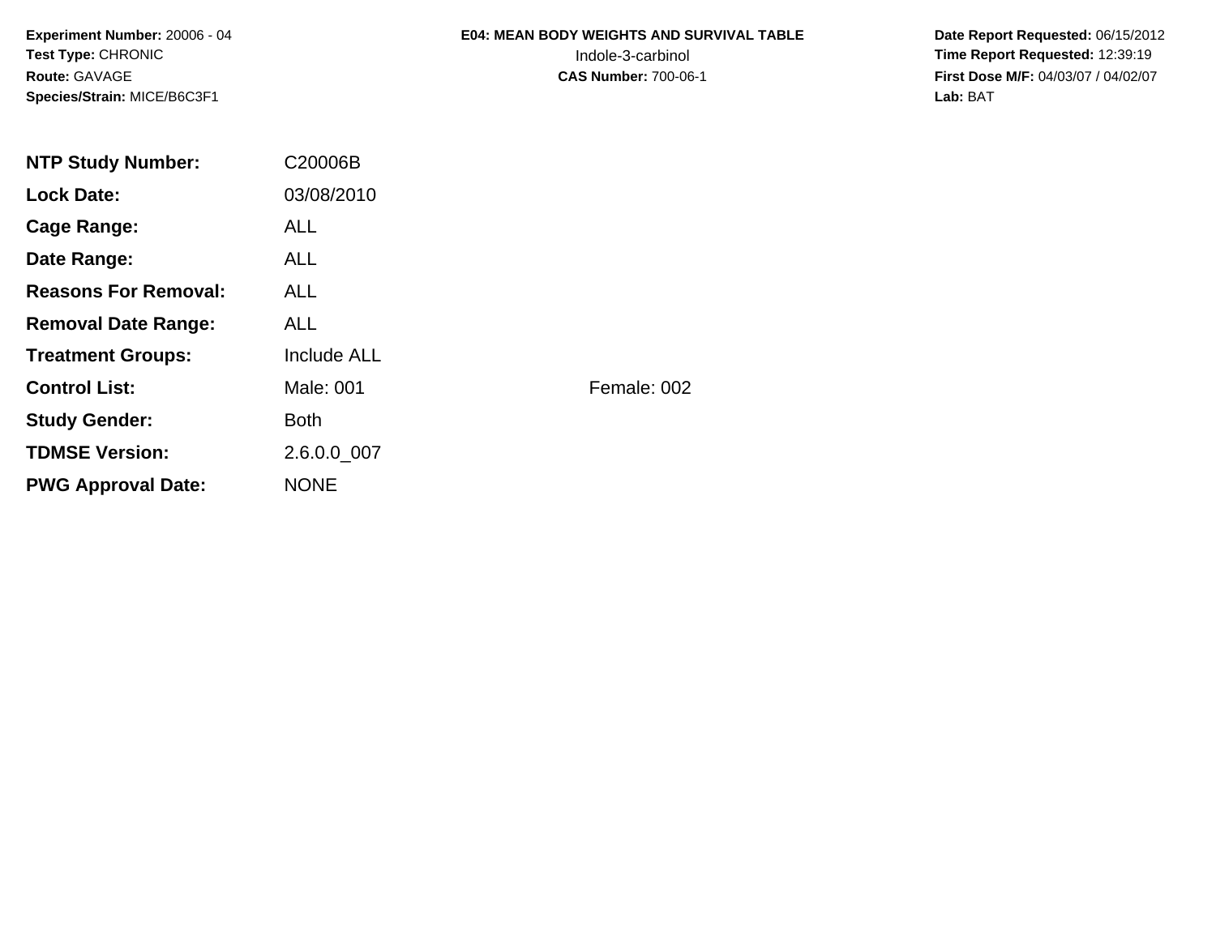**Experiment Number:** 20006 - 04
**Test Type:** CHRONIC
**Route:** GAVAGE
**Species/Strain:** MICE/B6C3F1

**E04: MEAN BODY WEIGHTS AND SURVIVAL TABLE**
Indole-3-carbinol
**CAS Number:** 700-06-1

**Date Report Requested:** 06/15/2012
**Time Report Requested:** 12:39:19
**First Dose M/F:** 04/03/07 / 04/02/07
**Lab:** BAT

| | | |
|---|---|---|
| **NTP Study Number:** | C20006B | |
| **Lock Date:** | 03/08/2010 | |
| **Cage Range:** | ALL | |
| **Date Range:** | ALL | |
| **Reasons For Removal:** | ALL | |
| **Removal Date Range:** | ALL | |
| **Treatment Groups:** | Include ALL | |
| **Control List:** | Male: 001 | Female: 002 |
| **Study Gender:** | Both | |
| **TDMSE Version:** | 2.6.0.0_007 | |
| **PWG Approval Date:** | NONE | |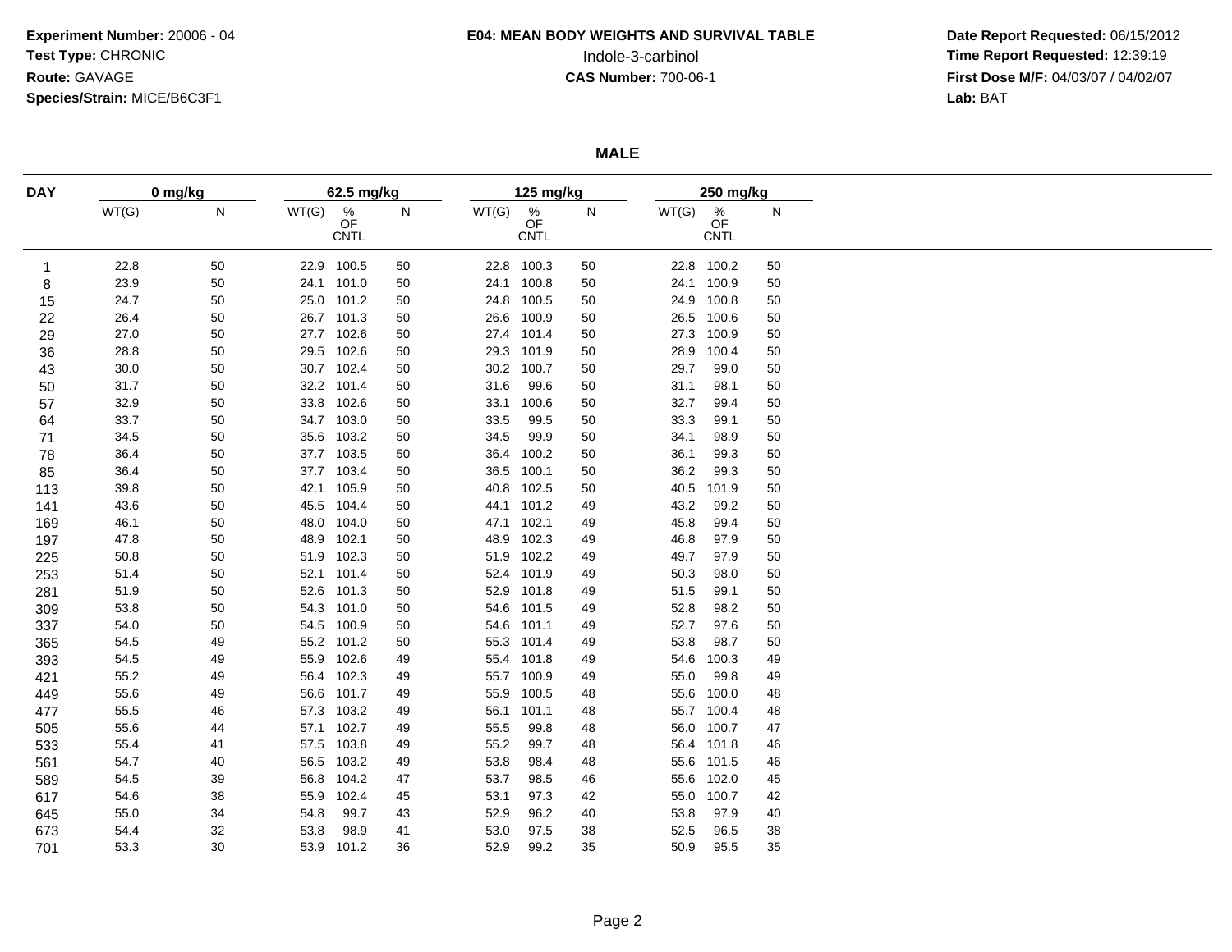**Experiment Number:** 20006 - 04
**Test Type:** CHRONIC
**Route:** GAVAGE
**Species/Strain:** MICE/B6C3F1

**E04: MEAN BODY WEIGHTS AND SURVIVAL TABLE**
Indole-3-carbinol
**CAS Number:** 700-06-1

**Date Report Requested:** 06/15/2012
**Time Report Requested:** 12:39:19
**First Dose M/F:** 04/03/07 / 04/02/07
**Lab:** BAT

## MALE

| DAY | 0 mg/kg | | 62.5 mg/kg | | | 125 mg/kg | | | 250 mg/kg | | |
|---|---|---|---|---|---|---|---|---|---|---|---|
| | WT(G) | N | WT(G) | % OF CNTL | N | WT(G) | % OF CNTL | N | WT(G) | % OF CNTL | N |
| 1 | 22.8 | 50 | 22.9 | 100.5 | 50 | 22.8 | 100.3 | 50 | 22.8 | 100.2 | 50 |
| 8 | 23.9 | 50 | 24.1 | 101.0 | 50 | 24.1 | 100.8 | 50 | 24.1 | 100.9 | 50 |
| 15 | 24.7 | 50 | 25.0 | 101.2 | 50 | 24.8 | 100.5 | 50 | 24.9 | 100.8 | 50 |
| 22 | 26.4 | 50 | 26.7 | 101.3 | 50 | 26.6 | 100.9 | 50 | 26.5 | 100.6 | 50 |
| 29 | 27.0 | 50 | 27.7 | 102.6 | 50 | 27.4 | 101.4 | 50 | 27.3 | 100.9 | 50 |
| 36 | 28.8 | 50 | 29.5 | 102.6 | 50 | 29.3 | 101.9 | 50 | 28.9 | 100.4 | 50 |
| 43 | 30.0 | 50 | 30.7 | 102.4 | 50 | 30.2 | 100.7 | 50 | 29.7 | 99.0 | 50 |
| 50 | 31.7 | 50 | 32.2 | 101.4 | 50 | 31.6 | 99.6 | 50 | 31.1 | 98.1 | 50 |
| 57 | 32.9 | 50 | 33.8 | 102.6 | 50 | 33.1 | 100.6 | 50 | 32.7 | 99.4 | 50 |
| 64 | 33.7 | 50 | 34.7 | 103.0 | 50 | 33.5 | 99.5 | 50 | 33.3 | 99.1 | 50 |
| 71 | 34.5 | 50 | 35.6 | 103.2 | 50 | 34.5 | 99.9 | 50 | 34.1 | 98.9 | 50 |
| 78 | 36.4 | 50 | 37.7 | 103.5 | 50 | 36.4 | 100.2 | 50 | 36.1 | 99.3 | 50 |
| 85 | 36.4 | 50 | 37.7 | 103.4 | 50 | 36.5 | 100.1 | 50 | 36.2 | 99.3 | 50 |
| 113 | 39.8 | 50 | 42.1 | 105.9 | 50 | 40.8 | 102.5 | 50 | 40.5 | 101.9 | 50 |
| 141 | 43.6 | 50 | 45.5 | 104.4 | 50 | 44.1 | 101.2 | 49 | 43.2 | 99.2 | 50 |
| 169 | 46.1 | 50 | 48.0 | 104.0 | 50 | 47.1 | 102.1 | 49 | 45.8 | 99.4 | 50 |
| 197 | 47.8 | 50 | 48.9 | 102.1 | 50 | 48.9 | 102.3 | 49 | 46.8 | 97.9 | 50 |
| 225 | 50.8 | 50 | 51.9 | 102.3 | 50 | 51.9 | 102.2 | 49 | 49.7 | 97.9 | 50 |
| 253 | 51.4 | 50 | 52.1 | 101.4 | 50 | 52.4 | 101.9 | 49 | 50.3 | 98.0 | 50 |
| 281 | 51.9 | 50 | 52.6 | 101.3 | 50 | 52.9 | 101.8 | 49 | 51.5 | 99.1 | 50 |
| 309 | 53.8 | 50 | 54.3 | 101.0 | 50 | 54.6 | 101.5 | 49 | 52.8 | 98.2 | 50 |
| 337 | 54.0 | 50 | 54.5 | 100.9 | 50 | 54.6 | 101.1 | 49 | 52.7 | 97.6 | 50 |
| 365 | 54.5 | 49 | 55.2 | 101.2 | 50 | 55.3 | 101.4 | 49 | 53.8 | 98.7 | 50 |
| 393 | 54.5 | 49 | 55.9 | 102.6 | 49 | 55.4 | 101.8 | 49 | 54.6 | 100.3 | 49 |
| 421 | 55.2 | 49 | 56.4 | 102.3 | 49 | 55.7 | 100.9 | 49 | 55.0 | 99.8 | 49 |
| 449 | 55.6 | 49 | 56.6 | 101.7 | 49 | 55.9 | 100.5 | 48 | 55.6 | 100.0 | 48 |
| 477 | 55.5 | 46 | 57.3 | 103.2 | 49 | 56.1 | 101.1 | 48 | 55.7 | 100.4 | 48 |
| 505 | 55.6 | 44 | 57.1 | 102.7 | 49 | 55.5 | 99.8 | 48 | 56.0 | 100.7 | 47 |
| 533 | 55.4 | 41 | 57.5 | 103.8 | 49 | 55.2 | 99.7 | 48 | 56.4 | 101.8 | 46 |
| 561 | 54.7 | 40 | 56.5 | 103.2 | 49 | 53.8 | 98.4 | 48 | 55.6 | 101.5 | 46 |
| 589 | 54.5 | 39 | 56.8 | 104.2 | 47 | 53.7 | 98.5 | 46 | 55.6 | 102.0 | 45 |
| 617 | 54.6 | 38 | 55.9 | 102.4 | 45 | 53.1 | 97.3 | 42 | 55.0 | 100.7 | 42 |
| 645 | 55.0 | 34 | 54.8 | 99.7 | 43 | 52.9 | 96.2 | 40 | 53.8 | 97.9 | 40 |
| 673 | 54.4 | 32 | 53.8 | 98.9 | 41 | 53.0 | 97.5 | 38 | 52.5 | 96.5 | 38 |
| 701 | 53.3 | 30 | 53.9 | 101.2 | 36 | 52.9 | 99.2 | 35 | 50.9 | 95.5 | 35 |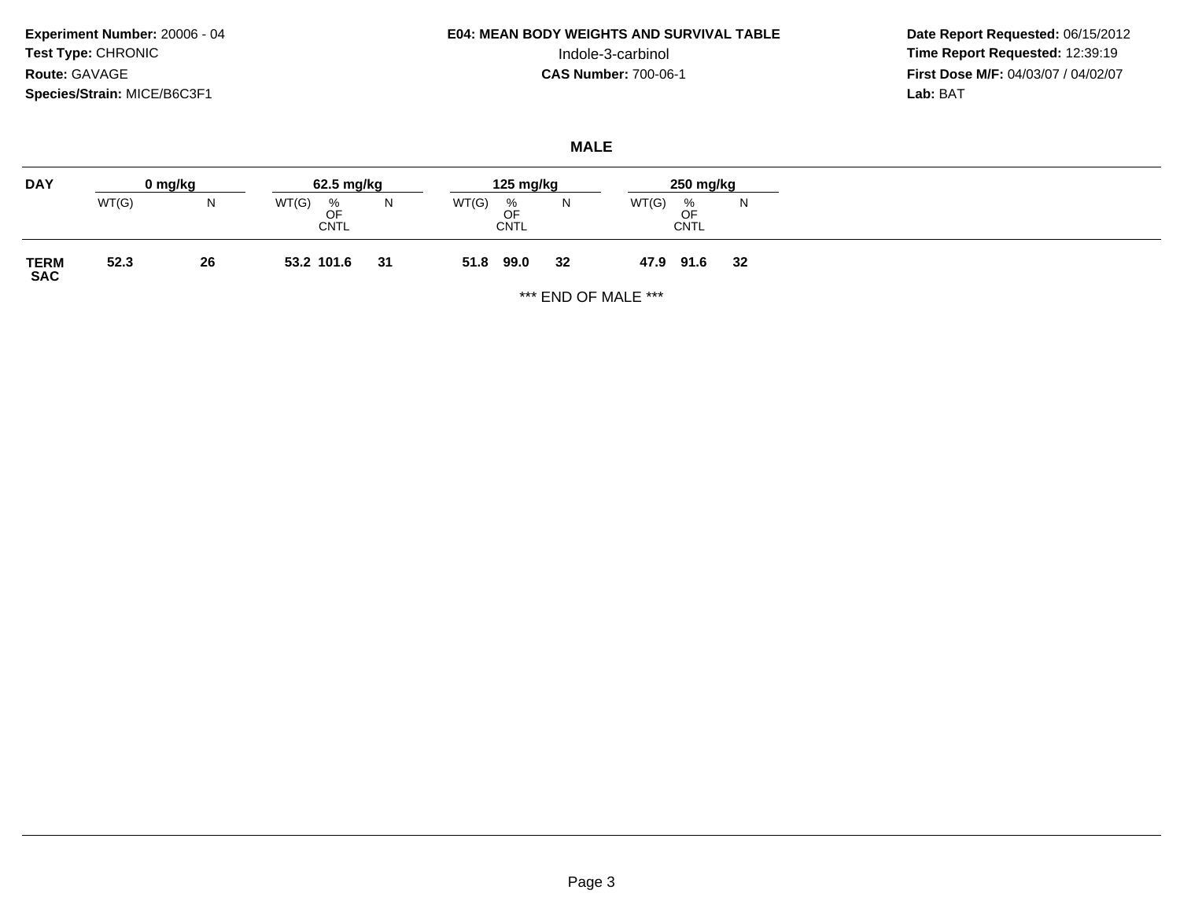**Experiment Number:** 20006 - 04
**Test Type:** CHRONIC
**Route:** GAVAGE
**Species/Strain:** MICE/B6C3F1

**E04: MEAN BODY WEIGHTS AND SURVIVAL TABLE**
Indole-3-carbinol
**CAS Number:** 700-06-1

**Date Report Requested:** 06/15/2012
**Time Report Requested:** 12:39:19
**First Dose M/F:** 04/03/07 / 04/02/07
**Lab:** BAT

## MALE

| DAY | 0 mg/kg | | 62.5 mg/kg | | | 125 mg/kg | | | 250 mg/kg | | |
|---|---|---|---|---|---|---|---|---|---|---|---|
| | WT(G) | N | WT(G) | % OF CNTL | N | WT(G) | % OF CNTL | N | WT(G) | % OF CNTL | N |
| **TERM SAC** | **52.3** | **26** | **53.2** | **101.6** | **31** | **51.8** | **99.0** | **32** | **47.9** | **91.6** | **32** |

*** END OF MALE ***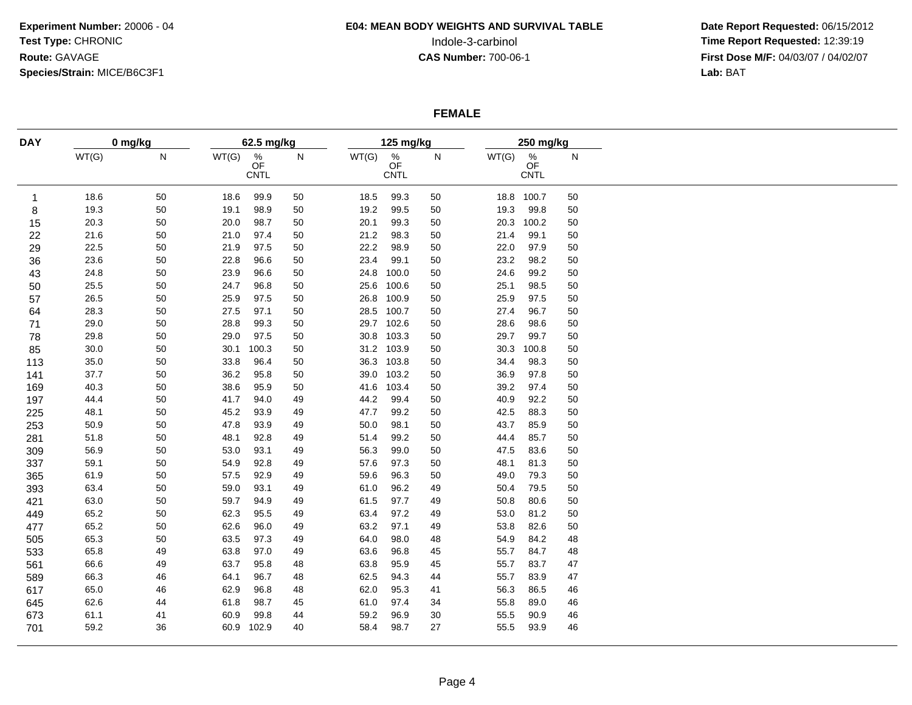**Experiment Number:** 20006 - 04
**Test Type:** CHRONIC
**Route:** GAVAGE
**Species/Strain:** MICE/B6C3F1

**E04: MEAN BODY WEIGHTS AND SURVIVAL TABLE**
Indole-3-carbinol
**CAS Number:** 700-06-1

**Date Report Requested:** 06/15/2012
**Time Report Requested:** 12:39:19
**First Dose M/F:** 04/03/07 / 04/02/07
**Lab:** BAT

## FEMALE

| DAY | 0 mg/kg | | 62.5 mg/kg | | | 125 mg/kg | | | 250 mg/kg | | |
|---|---|---|---|---|---|---|---|---|---|---|---|
| | WT(G) | N | WT(G) | % OF CNTL | N | WT(G) | % OF CNTL | N | WT(G) | % OF CNTL | N |
| 1 | 18.6 | 50 | 18.6 | 99.9 | 50 | 18.5 | 99.3 | 50 | 18.8 | 100.7 | 50 |
| 8 | 19.3 | 50 | 19.1 | 98.9 | 50 | 19.2 | 99.5 | 50 | 19.3 | 99.8 | 50 |
| 15 | 20.3 | 50 | 20.0 | 98.7 | 50 | 20.1 | 99.3 | 50 | 20.3 | 100.2 | 50 |
| 22 | 21.6 | 50 | 21.0 | 97.4 | 50 | 21.2 | 98.3 | 50 | 21.4 | 99.1 | 50 |
| 29 | 22.5 | 50 | 21.9 | 97.5 | 50 | 22.2 | 98.9 | 50 | 22.0 | 97.9 | 50 |
| 36 | 23.6 | 50 | 22.8 | 96.6 | 50 | 23.4 | 99.1 | 50 | 23.2 | 98.2 | 50 |
| 43 | 24.8 | 50 | 23.9 | 96.6 | 50 | 24.8 | 100.0 | 50 | 24.6 | 99.2 | 50 |
| 50 | 25.5 | 50 | 24.7 | 96.8 | 50 | 25.6 | 100.6 | 50 | 25.1 | 98.5 | 50 |
| 57 | 26.5 | 50 | 25.9 | 97.5 | 50 | 26.8 | 100.9 | 50 | 25.9 | 97.5 | 50 |
| 64 | 28.3 | 50 | 27.5 | 97.1 | 50 | 28.5 | 100.7 | 50 | 27.4 | 96.7 | 50 |
| 71 | 29.0 | 50 | 28.8 | 99.3 | 50 | 29.7 | 102.6 | 50 | 28.6 | 98.6 | 50 |
| 78 | 29.8 | 50 | 29.0 | 97.5 | 50 | 30.8 | 103.3 | 50 | 29.7 | 99.7 | 50 |
| 85 | 30.0 | 50 | 30.1 | 100.3 | 50 | 31.2 | 103.9 | 50 | 30.3 | 100.8 | 50 |
| 113 | 35.0 | 50 | 33.8 | 96.4 | 50 | 36.3 | 103.8 | 50 | 34.4 | 98.3 | 50 |
| 141 | 37.7 | 50 | 36.2 | 95.8 | 50 | 39.0 | 103.2 | 50 | 36.9 | 97.8 | 50 |
| 169 | 40.3 | 50 | 38.6 | 95.9 | 50 | 41.6 | 103.4 | 50 | 39.2 | 97.4 | 50 |
| 197 | 44.4 | 50 | 41.7 | 94.0 | 49 | 44.2 | 99.4 | 50 | 40.9 | 92.2 | 50 |
| 225 | 48.1 | 50 | 45.2 | 93.9 | 49 | 47.7 | 99.2 | 50 | 42.5 | 88.3 | 50 |
| 253 | 50.9 | 50 | 47.8 | 93.9 | 49 | 50.0 | 98.1 | 50 | 43.7 | 85.9 | 50 |
| 281 | 51.8 | 50 | 48.1 | 92.8 | 49 | 51.4 | 99.2 | 50 | 44.4 | 85.7 | 50 |
| 309 | 56.9 | 50 | 53.0 | 93.1 | 49 | 56.3 | 99.0 | 50 | 47.5 | 83.6 | 50 |
| 337 | 59.1 | 50 | 54.9 | 92.8 | 49 | 57.6 | 97.3 | 50 | 48.1 | 81.3 | 50 |
| 365 | 61.9 | 50 | 57.5 | 92.9 | 49 | 59.6 | 96.3 | 50 | 49.0 | 79.3 | 50 |
| 393 | 63.4 | 50 | 59.0 | 93.1 | 49 | 61.0 | 96.2 | 49 | 50.4 | 79.5 | 50 |
| 421 | 63.0 | 50 | 59.7 | 94.9 | 49 | 61.5 | 97.7 | 49 | 50.8 | 80.6 | 50 |
| 449 | 65.2 | 50 | 62.3 | 95.5 | 49 | 63.4 | 97.2 | 49 | 53.0 | 81.2 | 50 |
| 477 | 65.2 | 50 | 62.6 | 96.0 | 49 | 63.2 | 97.1 | 49 | 53.8 | 82.6 | 50 |
| 505 | 65.3 | 50 | 63.5 | 97.3 | 49 | 64.0 | 98.0 | 48 | 54.9 | 84.2 | 48 |
| 533 | 65.8 | 49 | 63.8 | 97.0 | 49 | 63.6 | 96.8 | 45 | 55.7 | 84.7 | 48 |
| 561 | 66.6 | 49 | 63.7 | 95.8 | 48 | 63.8 | 95.9 | 45 | 55.7 | 83.7 | 47 |
| 589 | 66.3 | 46 | 64.1 | 96.7 | 48 | 62.5 | 94.3 | 44 | 55.7 | 83.9 | 47 |
| 617 | 65.0 | 46 | 62.9 | 96.8 | 48 | 62.0 | 95.3 | 41 | 56.3 | 86.5 | 46 |
| 645 | 62.6 | 44 | 61.8 | 98.7 | 45 | 61.0 | 97.4 | 34 | 55.8 | 89.0 | 46 |
| 673 | 61.1 | 41 | 60.9 | 99.8 | 44 | 59.2 | 96.9 | 30 | 55.5 | 90.9 | 46 |
| 701 | 59.2 | 36 | 60.9 | 102.9 | 40 | 58.4 | 98.7 | 27 | 55.5 | 93.9 | 46 |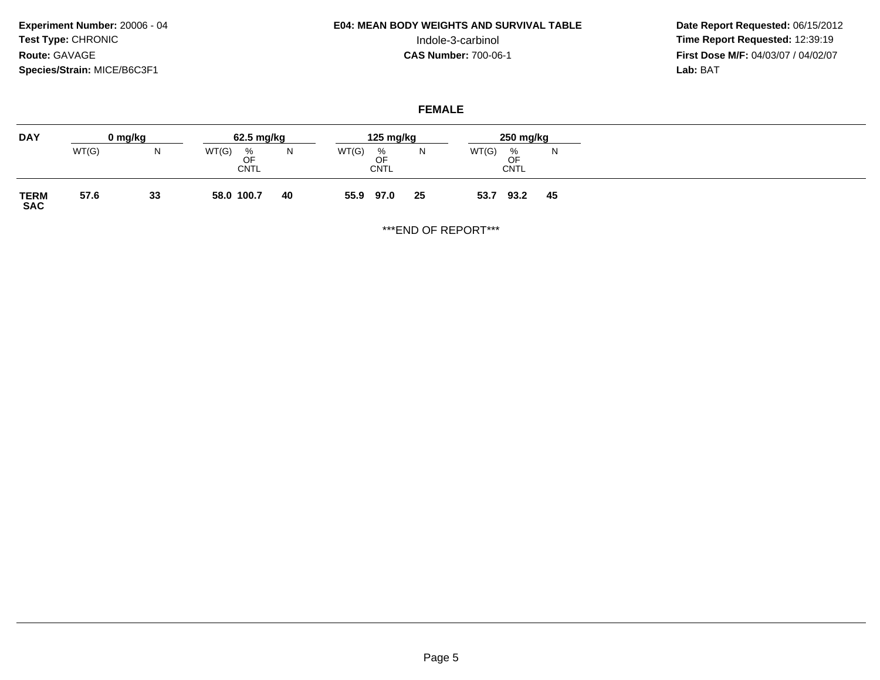**Experiment Number:** 20006 - 04
**Test Type:** CHRONIC
**Route:** GAVAGE
**Species/Strain:** MICE/B6C3F1

**E04: MEAN BODY WEIGHTS AND SURVIVAL TABLE**
Indole-3-carbinol
**CAS Number:** 700-06-1

**Date Report Requested:** 06/15/2012
**Time Report Requested:** 12:39:19
**First Dose M/F:** 04/03/07 / 04/02/07
**Lab:** BAT

## FEMALE

| DAY | 0 mg/kg | | 62.5 mg/kg | | | 125 mg/kg | | | 250 mg/kg | | |
|---|---|---|---|---|---|---|---|---|---|---|---|
| | WT(G) | N | WT(G) | % OF CNTL | N | WT(G) | % OF CNTL | N | WT(G) | % OF CNTL | N |
| **TERM SAC** | **57.6** | **33** | **58.0** | **100.7** | **40** | **55.9** | **97.0** | **25** | **53.7** | **93.2** | **45** |

***END OF REPORT***